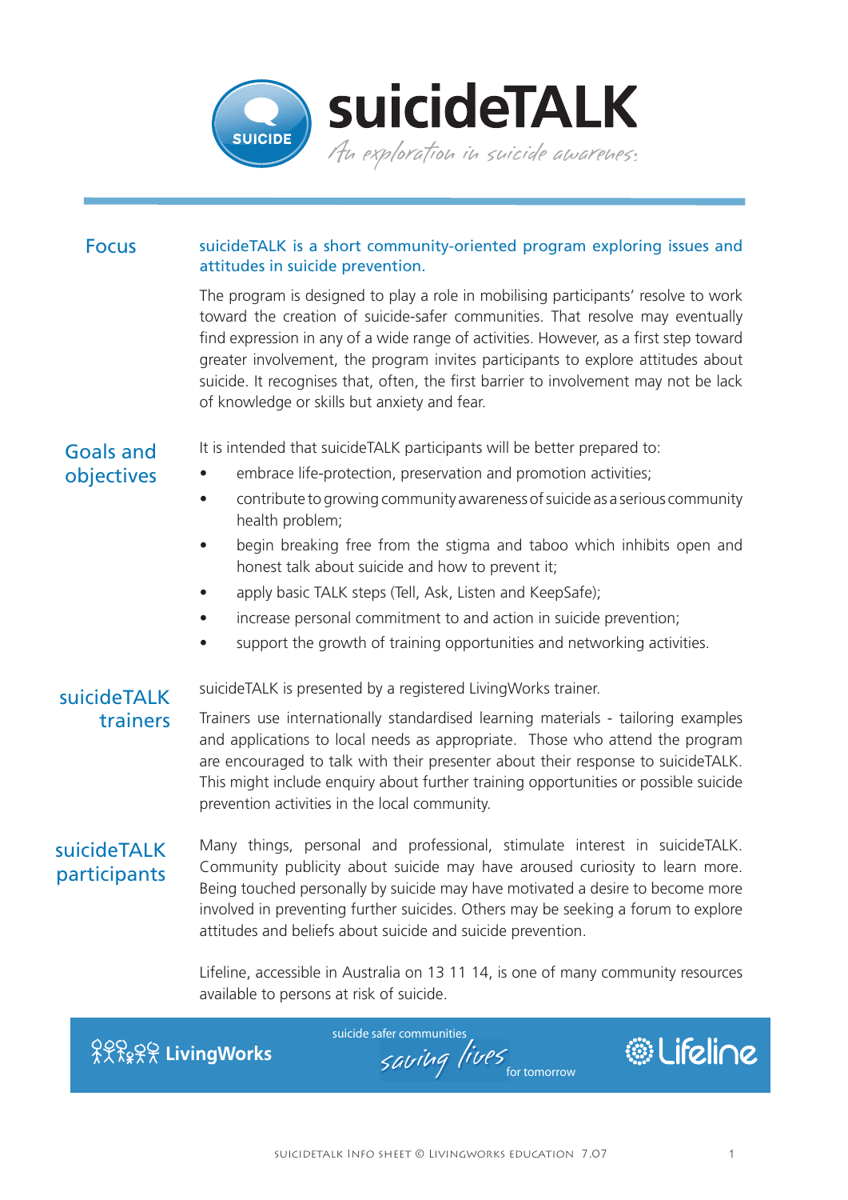# suicideTALK

*An exploration in suicide awareness*

## Focus

suicideTALK is a short community-oriented program exploring issues and attitudes in suicide prevention.

The program is designed to play a role in mobilising participants' resolve to work toward the creation of suicide-safer communities. That resolve may eventually find expression in any of a wide range of activities. However, as a first step toward greater involvement, the program invites participants to explore attitudes about suicide. It recognises that, often, the first barrier to involvement may not be lack of knowledge or skills but anxiety and fear.

## Goals and objectives

It is intended that suicideTALK participants will be better prepared to:

- embrace life-protection, preservation and promotion activities;
- contribute to growing community awareness of suicide as a serious community health problem;
- begin breaking free from the stigma and taboo which inhibits open and honest talk about suicide and how to prevent it;
- apply basic TALK steps (Tell, Ask, Listen and KeepSafe);
- increase personal commitment to and action in suicide prevention;
- support the growth of training opportunities and networking activities.

## suicideTALK trainers

suicideTALK is presented by a registered LivingWorks trainer.

Trainers use internationally standardised learning materials - tailoring examples and applications to local needs as appropriate. Those who attend the program are encouraged to talk with their presenter about their response to suicideTALK. This might include enquiry about further training opportunities or possible suicide prevention activities in the local community.

## suicideTALK participants

Many things, personal and professional, stimulate interest in suicideTALK. Community publicity about suicide may have aroused curiosity to learn more. Being touched personally by suicide may have motivated a desire to become more involved in preventing further suicides. Others may be seeking a forum to explore attitudes and beliefs about suicide and suicide prevention.

Lifeline, accessible in Australia on 13 11 14, is one of many community resources available to persons at risk of suicide.

LivingWorks — suicide safer communities *saving lives* for tomorrow — Lifeline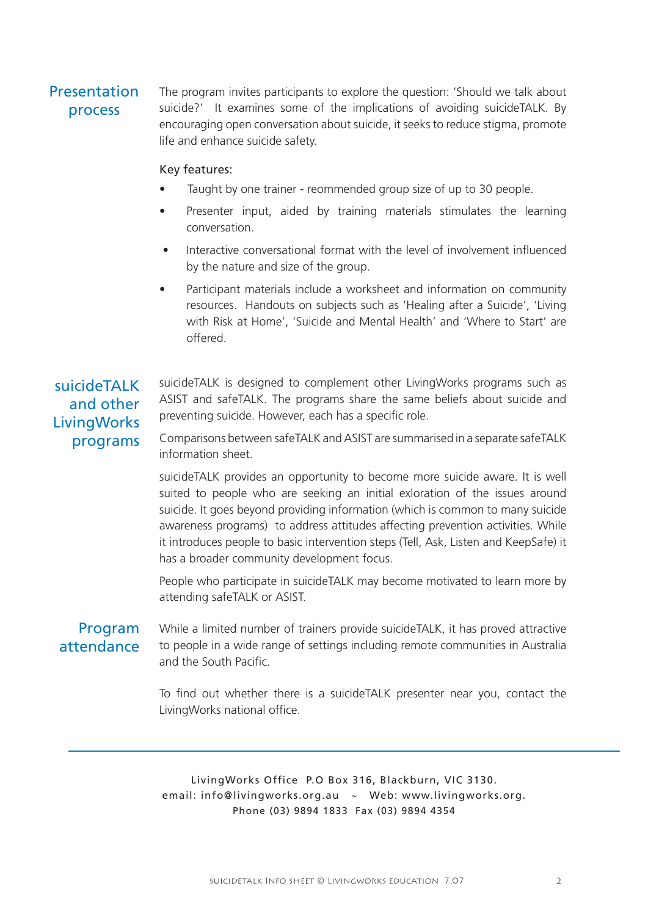## Presentation process

The program invites participants to explore the question: 'Should we talk about suicide?' It examines some of the implications of avoiding suicideTALK. By encouraging open conversation about suicide, it seeks to reduce stigma, promote life and enhance suicide safety.

Key features:

- Taught by one trainer - reommended group size of up to 30 people.
- Presenter input, aided by training materials stimulates the learning conversation.
- Interactive conversational format with the level of involvement influenced by the nature and size of the group.
- Participant materials include a worksheet and information on community resources. Handouts on subjects such as 'Healing after a Suicide', 'Living with Risk at Home', 'Suicide and Mental Health' and 'Where to Start' are offered.

## suicideTALK and other LivingWorks programs

suicideTALK is designed to complement other LivingWorks programs such as ASIST and safeTALK. The programs share the same beliefs about suicide and preventing suicide. However, each has a specific role.

Comparisons between safeTALK and ASIST are summarised in a separate safeTALK information sheet.

suicideTALK provides an opportunity to become more suicide aware. It is well suited to people who are seeking an initial exloration of the issues around suicide. It goes beyond providing information (which is common to many suicide awareness programs) to address attitudes affecting prevention activities. While it introduces people to basic intervention steps (Tell, Ask, Listen and KeepSafe) it has a broader community development focus.

People who participate in suicideTALK may become motivated to learn more by attending safeTALK or ASIST.

## Program attendance

While a limited number of trainers provide suicideTALK, it has proved attractive to people in a wide range of settings including remote communities in Australia and the South Pacific.

To find out whether there is a suicideTALK presenter near you, contact the LivingWorks national office.

---

LivingWorks Office P.O Box 316, Blackburn, VIC 3130.
email: info@livingworks.org.au ~ Web: www.livingworks.org.
Phone (03) 9894 1833 Fax (03) 9894 4354